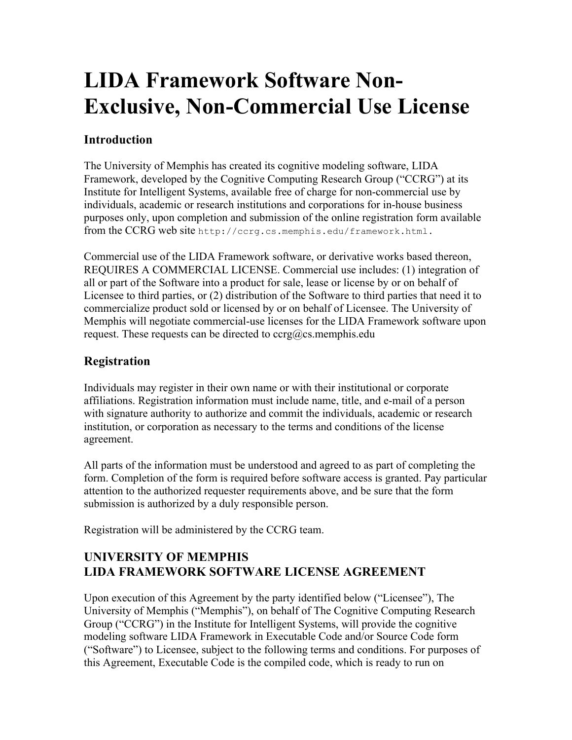# LIDA Framework Software Non-Exclusive, Non-Commercial Use License

## Introduction

The University of Memphis has created its cognitive modeling software, LIDA Framework, developed by the Cognitive Computing Research Group ("CCRG") at its Institute for Intelligent Systems, available free of charge for non-commercial use by individuals, academic or research institutions and corporations for in-house business purposes only, upon completion and submission of the online registration form available from the CCRG web site `http://ccrg.cs.memphis.edu/framework.html`.

Commercial use of the LIDA Framework software, or derivative works based thereon, REQUIRES A COMMERCIAL LICENSE. Commercial use includes: (1) integration of all or part of the Software into a product for sale, lease or license by or on behalf of Licensee to third parties, or (2) distribution of the Software to third parties that need it to commercialize product sold or licensed by or on behalf of Licensee. The University of Memphis will negotiate commercial-use licenses for the LIDA Framework software upon request. These requests can be directed to ccrg@cs.memphis.edu

## Registration

Individuals may register in their own name or with their institutional or corporate affiliations. Registration information must include name, title, and e-mail of a person with signature authority to authorize and commit the individuals, academic or research institution, or corporation as necessary to the terms and conditions of the license agreement.

All parts of the information must be understood and agreed to as part of completing the form. Completion of the form is required before software access is granted. Pay particular attention to the authorized requester requirements above, and be sure that the form submission is authorized by a duly responsible person.

Registration will be administered by the CCRG team.

## UNIVERSITY OF MEMPHIS
## LIDA FRAMEWORK SOFTWARE LICENSE AGREEMENT

Upon execution of this Agreement by the party identified below ("Licensee"), The University of Memphis ("Memphis"), on behalf of The Cognitive Computing Research Group ("CCRG") in the Institute for Intelligent Systems, will provide the cognitive modeling software LIDA Framework in Executable Code and/or Source Code form ("Software") to Licensee, subject to the following terms and conditions. For purposes of this Agreement, Executable Code is the compiled code, which is ready to run on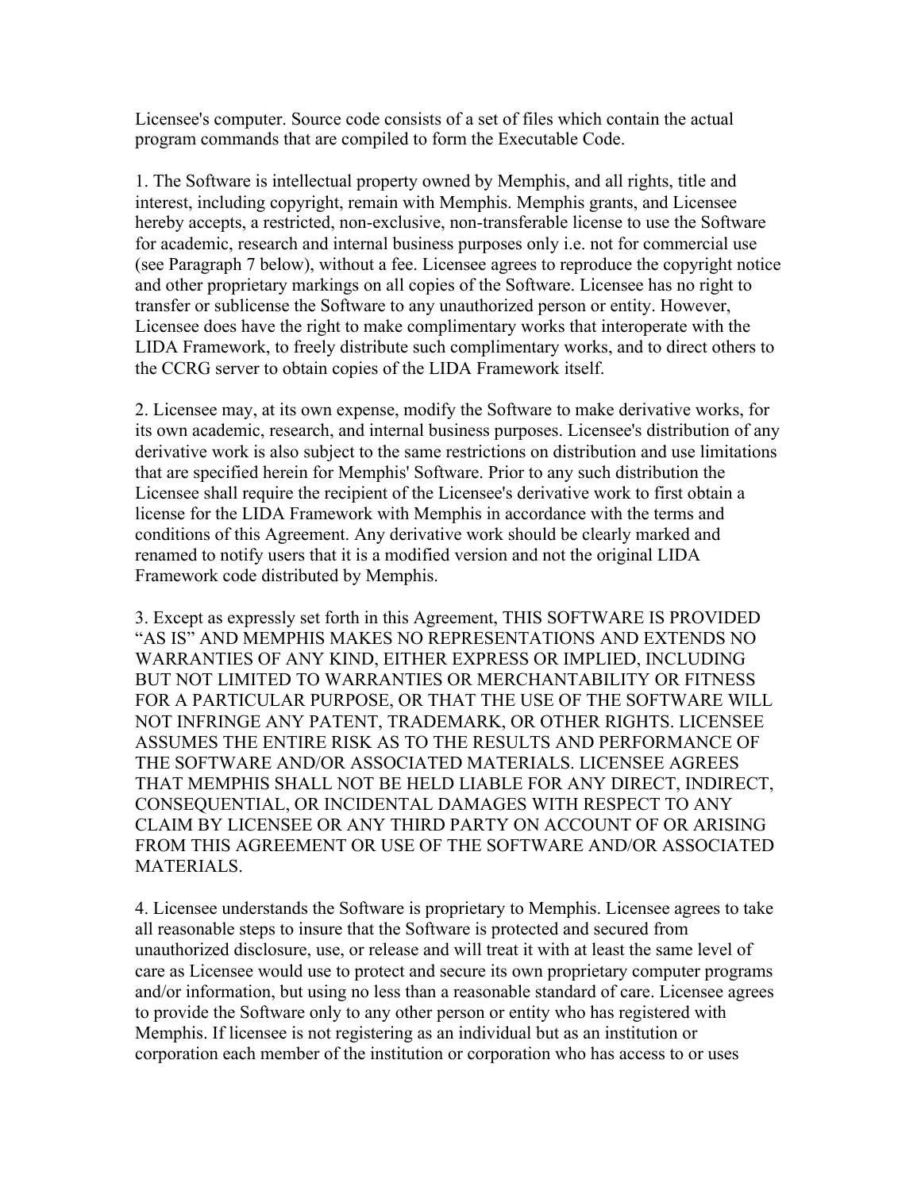Licensee's computer. Source code consists of a set of files which contain the actual program commands that are compiled to form the Executable Code.

1. The Software is intellectual property owned by Memphis, and all rights, title and interest, including copyright, remain with Memphis. Memphis grants, and Licensee hereby accepts, a restricted, non-exclusive, non-transferable license to use the Software for academic, research and internal business purposes only i.e. not for commercial use (see Paragraph 7 below), without a fee. Licensee agrees to reproduce the copyright notice and other proprietary markings on all copies of the Software. Licensee has no right to transfer or sublicense the Software to any unauthorized person or entity. However, Licensee does have the right to make complimentary works that interoperate with the LIDA Framework, to freely distribute such complimentary works, and to direct others to the CCRG server to obtain copies of the LIDA Framework itself.

2. Licensee may, at its own expense, modify the Software to make derivative works, for its own academic, research, and internal business purposes. Licensee's distribution of any derivative work is also subject to the same restrictions on distribution and use limitations that are specified herein for Memphis' Software. Prior to any such distribution the Licensee shall require the recipient of the Licensee's derivative work to first obtain a license for the LIDA Framework with Memphis in accordance with the terms and conditions of this Agreement. Any derivative work should be clearly marked and renamed to notify users that it is a modified version and not the original LIDA Framework code distributed by Memphis.

3. Except as expressly set forth in this Agreement, THIS SOFTWARE IS PROVIDED "AS IS" AND MEMPHIS MAKES NO REPRESENTATIONS AND EXTENDS NO WARRANTIES OF ANY KIND, EITHER EXPRESS OR IMPLIED, INCLUDING BUT NOT LIMITED TO WARRANTIES OR MERCHANTABILITY OR FITNESS FOR A PARTICULAR PURPOSE, OR THAT THE USE OF THE SOFTWARE WILL NOT INFRINGE ANY PATENT, TRADEMARK, OR OTHER RIGHTS. LICENSEE ASSUMES THE ENTIRE RISK AS TO THE RESULTS AND PERFORMANCE OF THE SOFTWARE AND/OR ASSOCIATED MATERIALS. LICENSEE AGREES THAT MEMPHIS SHALL NOT BE HELD LIABLE FOR ANY DIRECT, INDIRECT, CONSEQUENTIAL, OR INCIDENTAL DAMAGES WITH RESPECT TO ANY CLAIM BY LICENSEE OR ANY THIRD PARTY ON ACCOUNT OF OR ARISING FROM THIS AGREEMENT OR USE OF THE SOFTWARE AND/OR ASSOCIATED MATERIALS.

4. Licensee understands the Software is proprietary to Memphis. Licensee agrees to take all reasonable steps to insure that the Software is protected and secured from unauthorized disclosure, use, or release and will treat it with at least the same level of care as Licensee would use to protect and secure its own proprietary computer programs and/or information, but using no less than a reasonable standard of care. Licensee agrees to provide the Software only to any other person or entity who has registered with Memphis. If licensee is not registering as an individual but as an institution or corporation each member of the institution or corporation who has access to or uses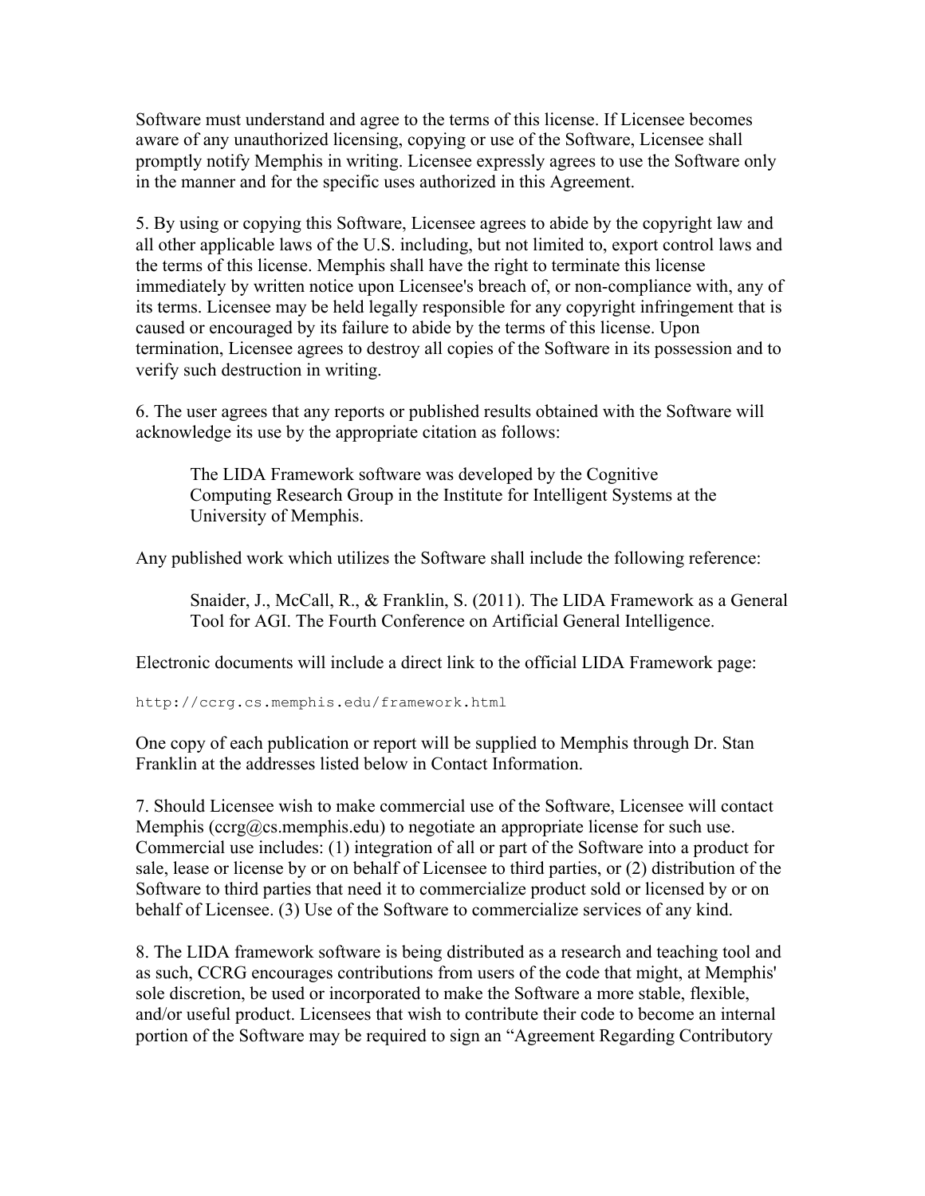Software must understand and agree to the terms of this license. If Licensee becomes aware of any unauthorized licensing, copying or use of the Software, Licensee shall promptly notify Memphis in writing. Licensee expressly agrees to use the Software only in the manner and for the specific uses authorized in this Agreement.

5. By using or copying this Software, Licensee agrees to abide by the copyright law and all other applicable laws of the U.S. including, but not limited to, export control laws and the terms of this license. Memphis shall have the right to terminate this license immediately by written notice upon Licensee's breach of, or non-compliance with, any of its terms. Licensee may be held legally responsible for any copyright infringement that is caused or encouraged by its failure to abide by the terms of this license. Upon termination, Licensee agrees to destroy all copies of the Software in its possession and to verify such destruction in writing.

6. The user agrees that any reports or published results obtained with the Software will acknowledge its use by the appropriate citation as follows:

> The LIDA Framework software was developed by the Cognitive Computing Research Group in the Institute for Intelligent Systems at the University of Memphis.

Any published work which utilizes the Software shall include the following reference:

> Snaider, J., McCall, R., & Franklin, S. (2011). The LIDA Framework as a General Tool for AGI. The Fourth Conference on Artificial General Intelligence.

Electronic documents will include a direct link to the official LIDA Framework page:

`http://ccrg.cs.memphis.edu/framework.html`

One copy of each publication or report will be supplied to Memphis through Dr. Stan Franklin at the addresses listed below in Contact Information.

7. Should Licensee wish to make commercial use of the Software, Licensee will contact Memphis (ccrg@cs.memphis.edu) to negotiate an appropriate license for such use. Commercial use includes: (1) integration of all or part of the Software into a product for sale, lease or license by or on behalf of Licensee to third parties, or (2) distribution of the Software to third parties that need it to commercialize product sold or licensed by or on behalf of Licensee. (3) Use of the Software to commercialize services of any kind.

8. The LIDA framework software is being distributed as a research and teaching tool and as such, CCRG encourages contributions from users of the code that might, at Memphis' sole discretion, be used or incorporated to make the Software a more stable, flexible, and/or useful product. Licensees that wish to contribute their code to become an internal portion of the Software may be required to sign an “Agreement Regarding Contributory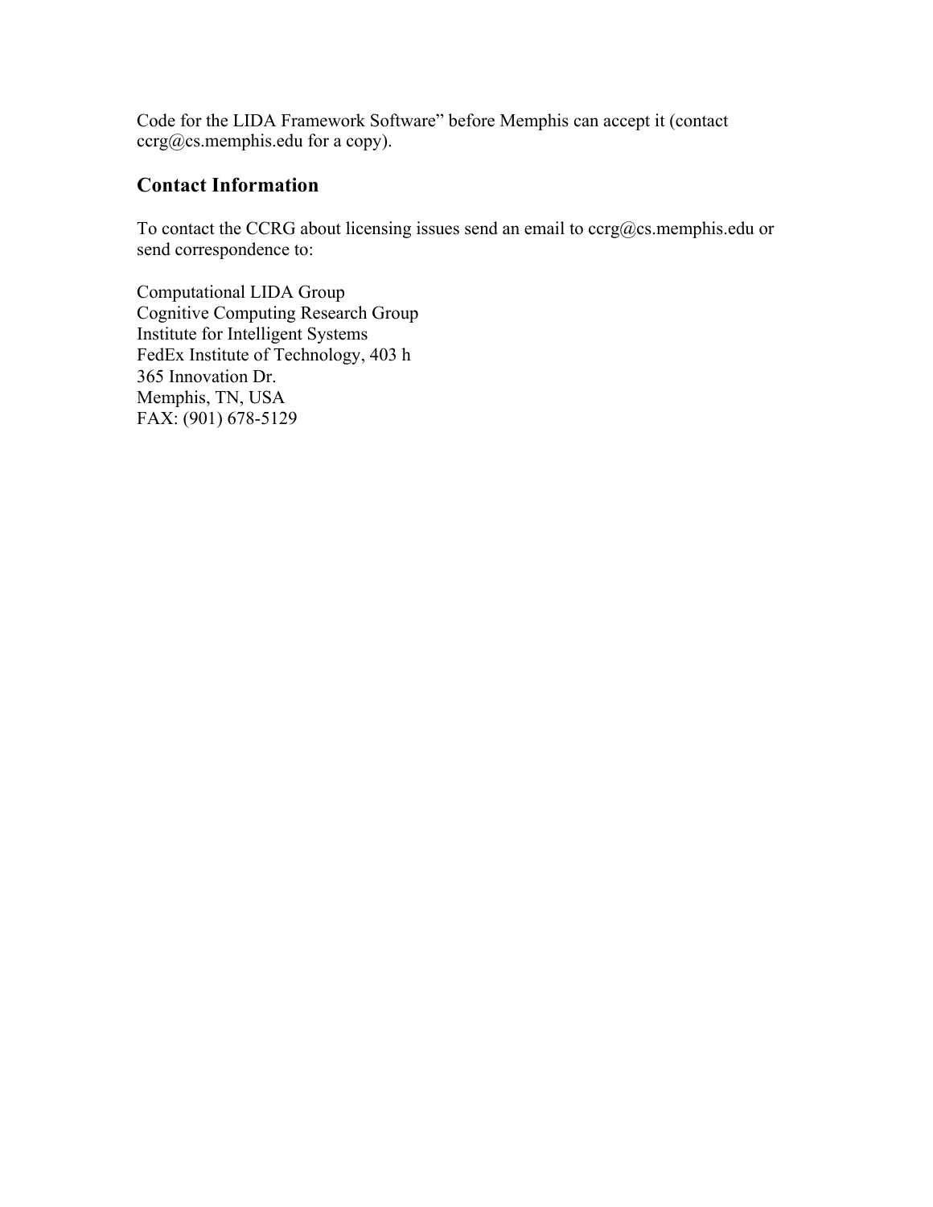Code for the LIDA Framework Software" before Memphis can accept it (contact ccrg@cs.memphis.edu for a copy).

## Contact Information

To contact the CCRG about licensing issues send an email to ccrg@cs.memphis.edu or send correspondence to:

Computational LIDA Group
Cognitive Computing Research Group
Institute for Intelligent Systems
FedEx Institute of Technology, 403 h
365 Innovation Dr.
Memphis, TN, USA
FAX: (901) 678-5129